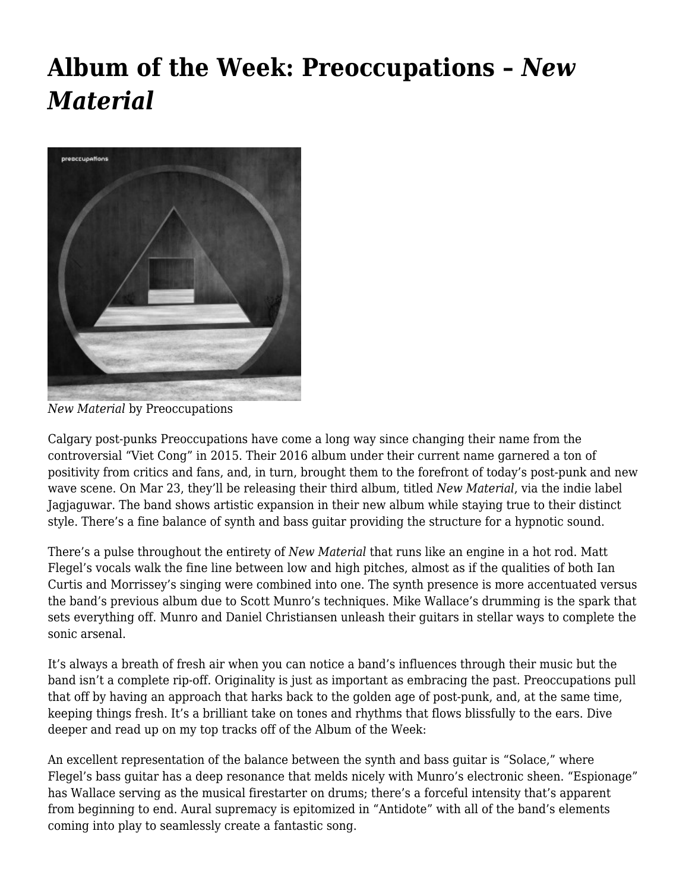# Album of the Week: Preoccupations – *New Material*

*New Material* by Preoccupations

Calgary post-punks Preoccupations have come a long way since changing their name from the controversial "Viet Cong" in 2015. Their 2016 album under their current name garnered a ton of positivity from critics and fans, and, in turn, brought them to the forefront of today's post-punk and new wave scene. On Mar 23, they'll be releasing their third album, titled *New Material*, via the indie label Jagjaguwar. The band shows artistic expansion in their new album while staying true to their distinct style. There's a fine balance of synth and bass guitar providing the structure for a hypnotic sound.

There's a pulse throughout the entirety of *New Material* that runs like an engine in a hot rod. Matt Flegel's vocals walk the fine line between low and high pitches, almost as if the qualities of both Ian Curtis and Morrissey's singing were combined into one. The synth presence is more accentuated versus the band's previous album due to Scott Munro's techniques. Mike Wallace's drumming is the spark that sets everything off. Munro and Daniel Christiansen unleash their guitars in stellar ways to complete the sonic arsenal.

It's always a breath of fresh air when you can notice a band's influences through their music but the band isn't a complete rip-off. Originality is just as important as embracing the past. Preoccupations pull that off by having an approach that harks back to the golden age of post-punk, and, at the same time, keeping things fresh. It's a brilliant take on tones and rhythms that flows blissfully to the ears. Dive deeper and read up on my top tracks off of the Album of the Week:

An excellent representation of the balance between the synth and bass guitar is "Solace," where Flegel's bass guitar has a deep resonance that melds nicely with Munro's electronic sheen. "Espionage" has Wallace serving as the musical firestarter on drums; there's a forceful intensity that's apparent from beginning to end. Aural supremacy is epitomized in "Antidote" with all of the band's elements coming into play to seamlessly create a fantastic song.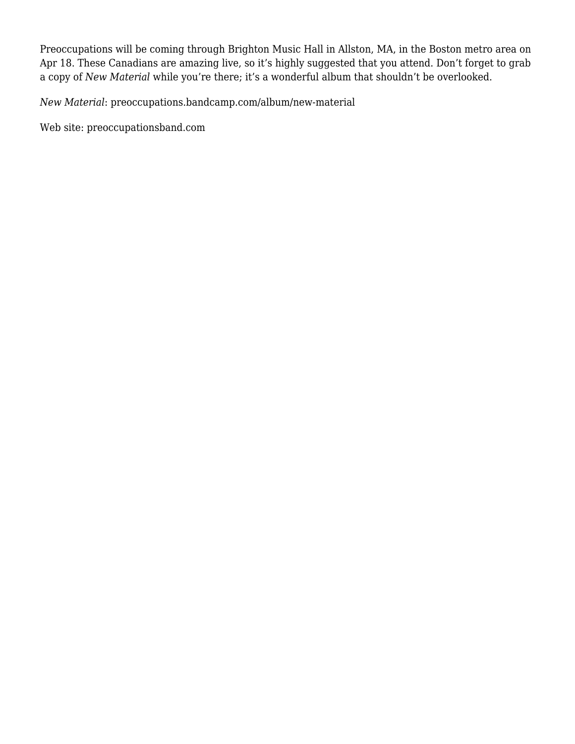Preoccupations will be coming through Brighton Music Hall in Allston, MA, in the Boston metro area on Apr 18. These Canadians are amazing live, so it's highly suggested that you attend. Don't forget to grab a copy of *New Material* while you're there; it's a wonderful album that shouldn't be overlooked.

*New Material*: preoccupations.bandcamp.com/album/new-material

Web site: preoccupationsband.com